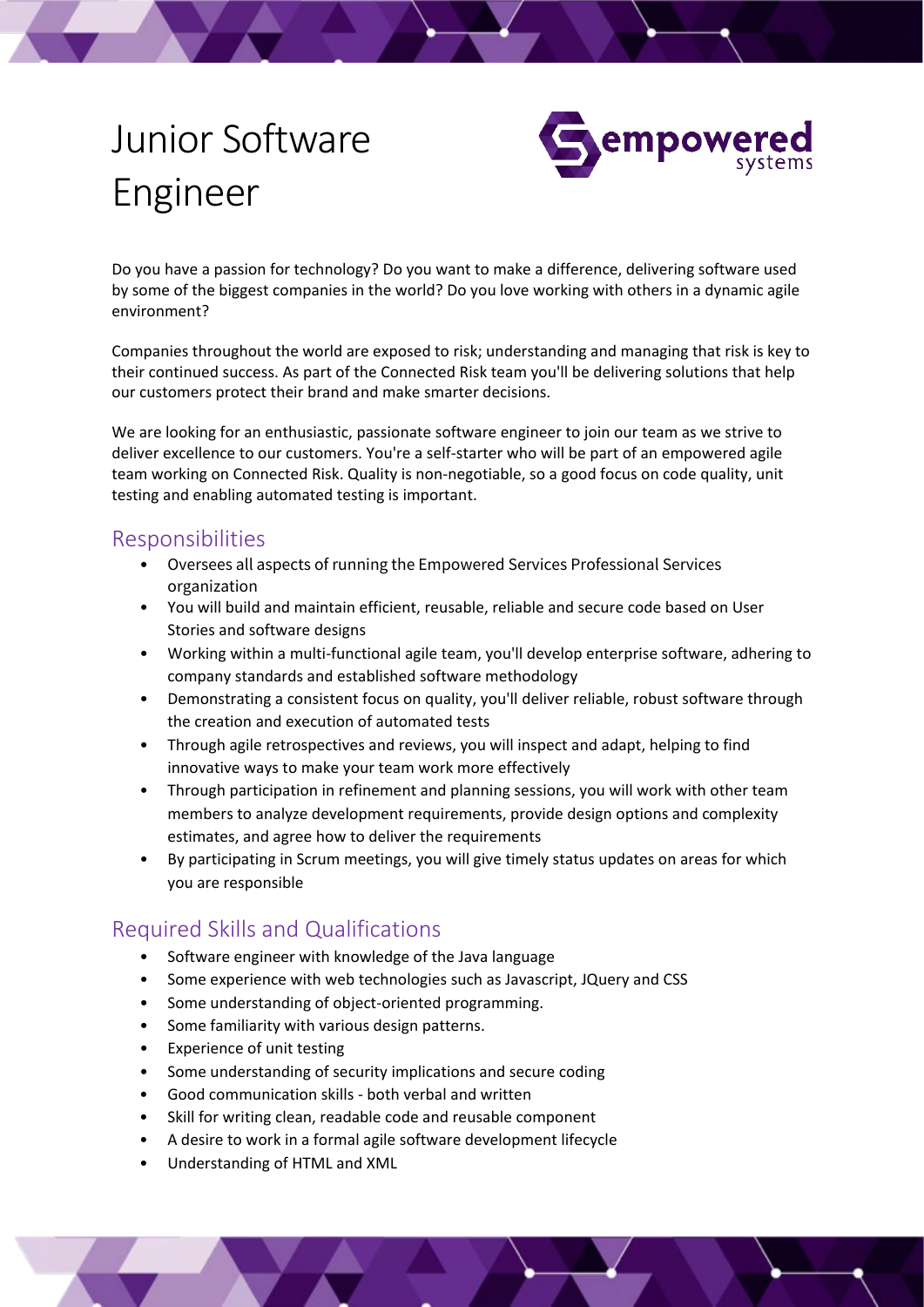# Junior Software Engineer

Do you have a passion for technology? Do you want to make a difference, delivering software used by some of the biggest companies in the world? Do you love working with others in a dynamic agile environment?

Companies throughout the world are exposed to risk; understanding and managing that risk is key to their continued success. As part of the Connected Risk team you'll be delivering solutions that help our customers protect their brand and make smarter decisions.

We are looking for an enthusiastic, passionate software engineer to join our team as we strive to deliver excellence to our customers. You're a self-starter who will be part of an empowered agile team working on Connected Risk. Quality is non-negotiable, so a good focus on code quality, unit testing and enabling automated testing is important.

## Responsibilities

- Oversees all aspects of running the Empowered Services Professional Services organization
- You will build and maintain efficient, reusable, reliable and secure code based on User Stories and software designs
- Working within a multi-functional agile team, you'll develop enterprise software, adhering to company standards and established software methodology
- Demonstrating a consistent focus on quality, you'll deliver reliable, robust software through the creation and execution of automated tests
- Through agile retrospectives and reviews, you will inspect and adapt, helping to find innovative ways to make your team work more effectively
- Through participation in refinement and planning sessions, you will work with other team members to analyze development requirements, provide design options and complexity estimates, and agree how to deliver the requirements
- By participating in Scrum meetings, you will give timely status updates on areas for which you are responsible

## Required Skills and Qualifications

- Software engineer with knowledge of the Java language
- Some experience with web technologies such as Javascript, JQuery and CSS
- Some understanding of object-oriented programming.
- Some familiarity with various design patterns.
- Experience of unit testing
- Some understanding of security implications and secure coding
- Good communication skills - both verbal and written
- Skill for writing clean, readable code and reusable component
- A desire to work in a formal agile software development lifecycle
- Understanding of HTML and XML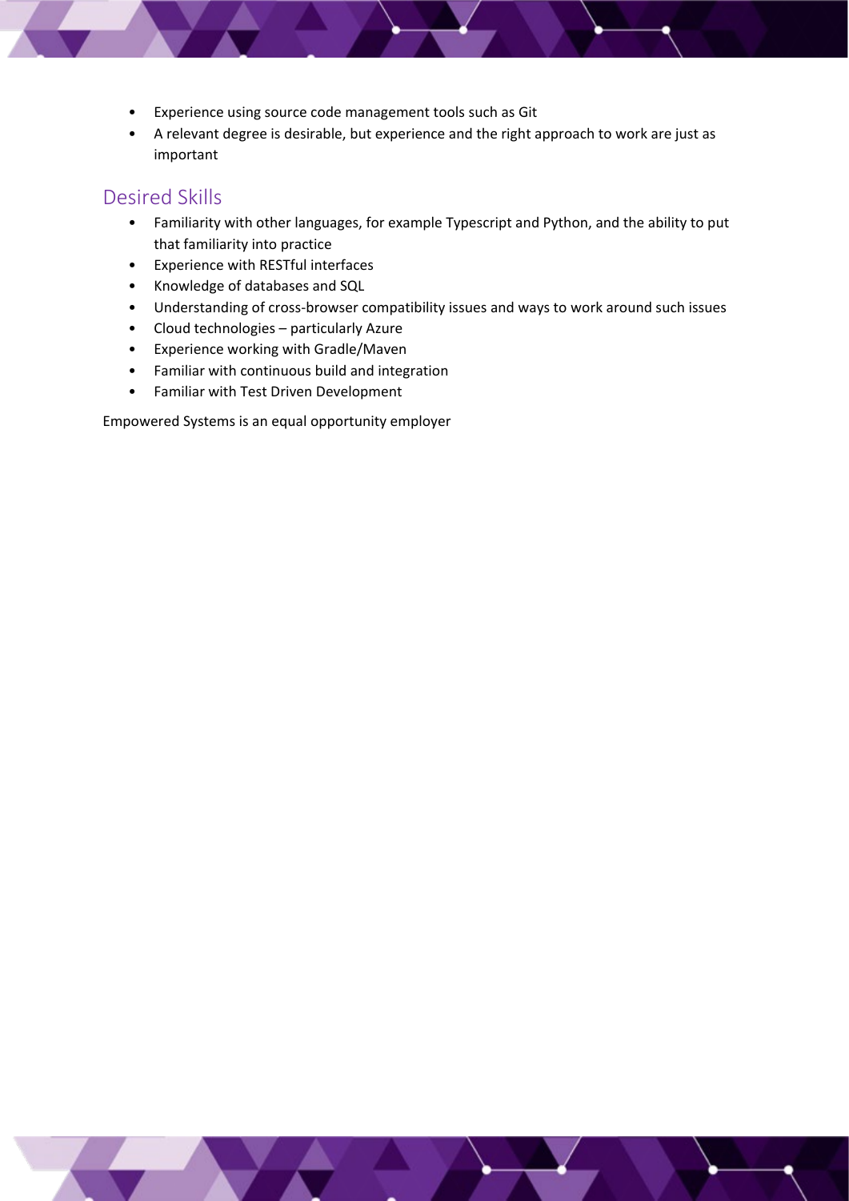- Experience using source code management tools such as Git
- A relevant degree is desirable, but experience and the right approach to work are just as important

## Desired Skills

- Familiarity with other languages, for example Typescript and Python, and the ability to put that familiarity into practice
- Experience with RESTful interfaces
- Knowledge of databases and SQL
- Understanding of cross-browser compatibility issues and ways to work around such issues
- Cloud technologies – particularly Azure
- Experience working with Gradle/Maven
- Familiar with continuous build and integration
- Familiar with Test Driven Development

Empowered Systems is an equal opportunity employer